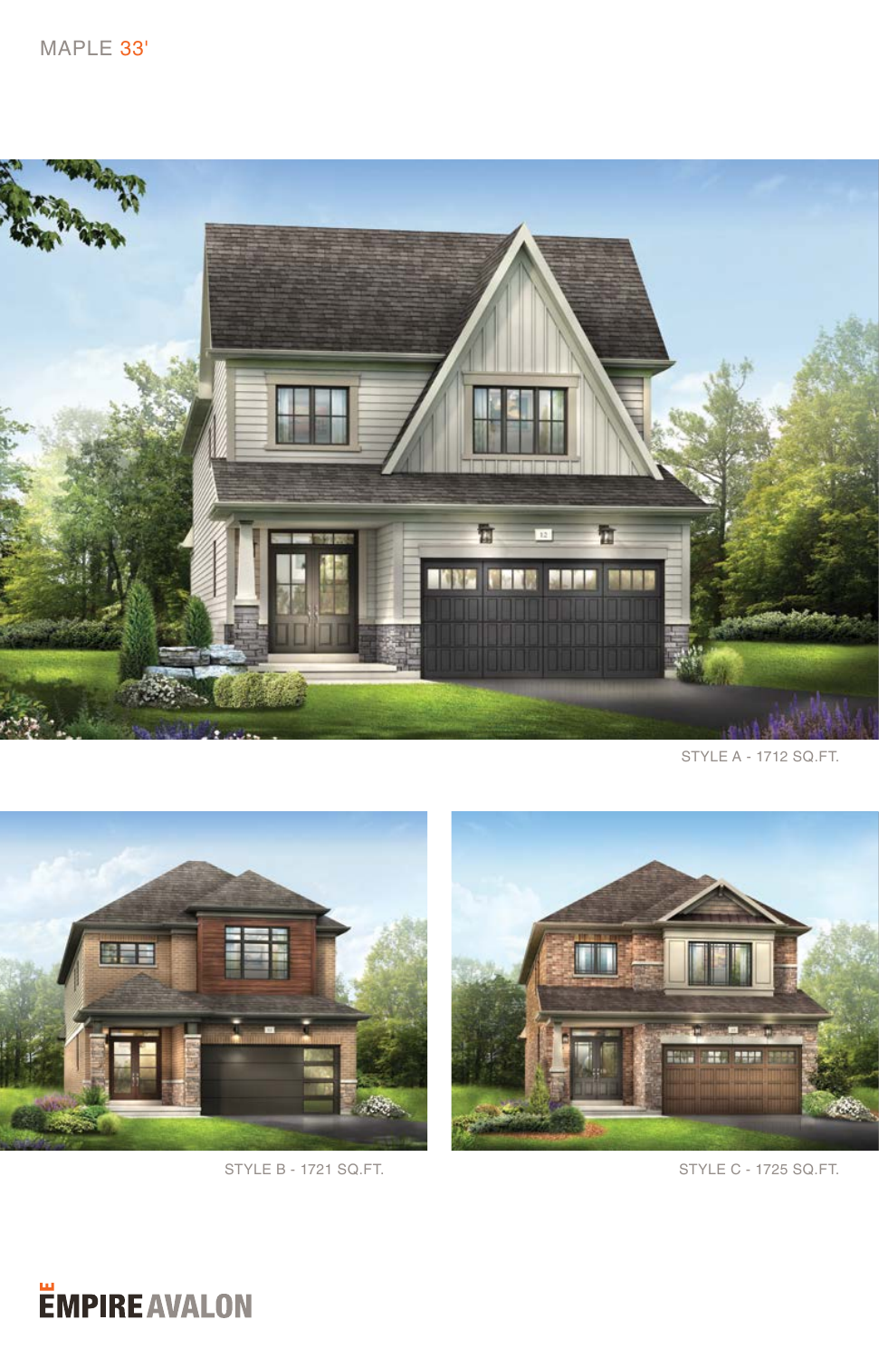# MAPLE 33'

STYLE A - 1712 SQ.FT.

STYLE B - 1721 SQ.FT.

STYLE C - 1725 SQ.FT.

EMPIRE AVALON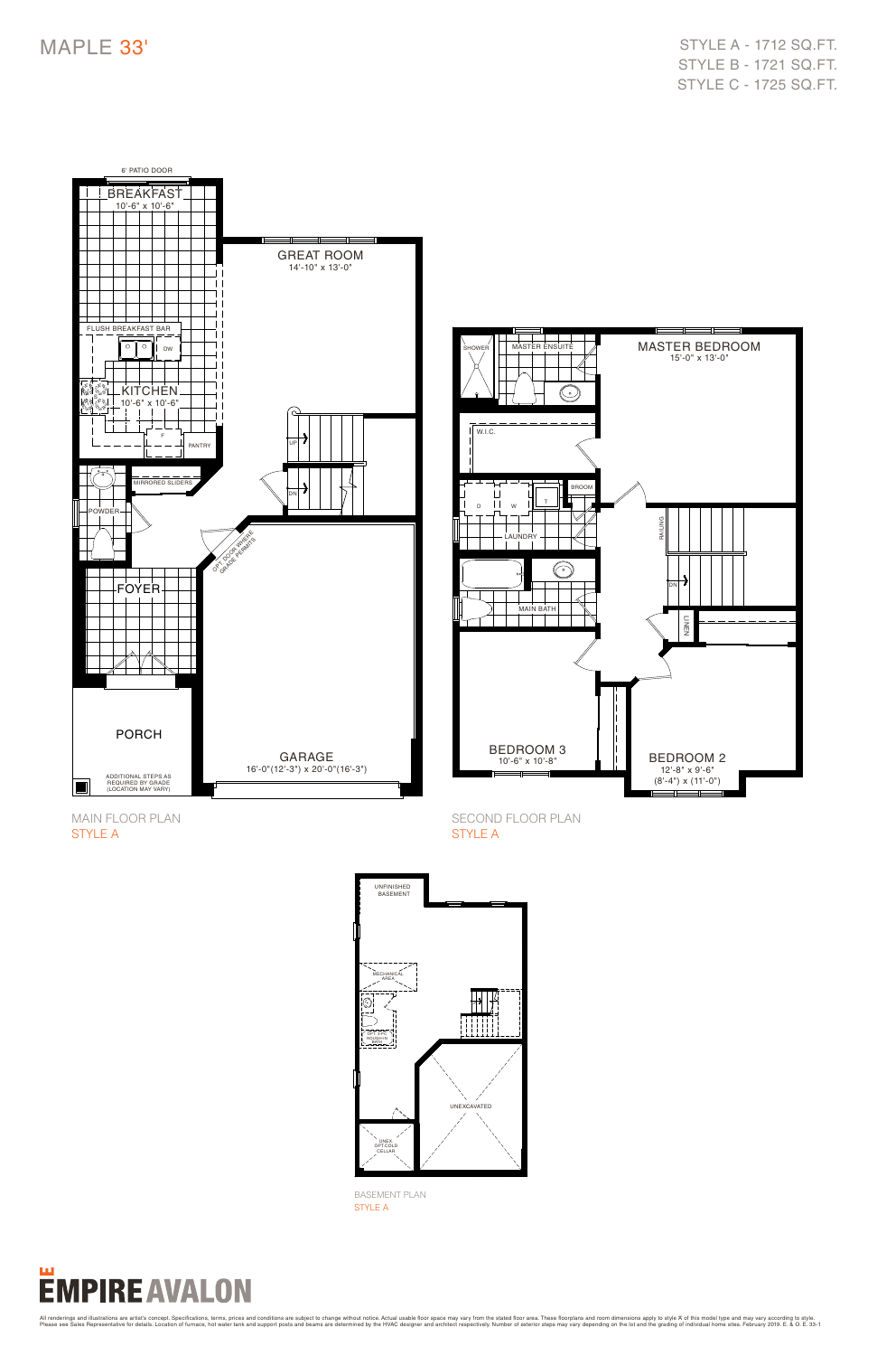# MAPLE 33'

STYLE A - 1712 SQ.FT.
STYLE B - 1721 SQ.FT.
STYLE C - 1725 SQ.FT.

6' PATIO DOOR

BREAKFAST
10'-6" x 10'-6"

GREAT ROOM
14'-10" x 13'-0"

FLUSH BREAKFAST BAR

DW

KITCHEN
10'-6" x 10'-6"

F

PANTRY

UP

DN

MIRRORED SLIDERS

POWDER

OPT. DOOR WHERE GRADE PERMITS

FOYER

PORCH

ADDITIONAL STEPS AS REQUIRED BY GRADE (LOCATION MAY VARY)

GARAGE
16'-0"(12'-3") x 20'-0"(16'-3")

MAIN FLOOR PLAN
STYLE A

SHOWER

MASTER ENSUITE

MASTER BEDROOM
15'-0" x 13'-0"

W.I.C.

BROOM

D W T

LAUNDRY

RAILING

DN

MAIN BATH

LINEN

BEDROOM 3
10'-6" x 10'-8"

BEDROOM 2
12'-8" x 9'-6"
(8'-4") x (11'-0")

SECOND FLOOR PLAN
STYLE A

UNFINISHED BASEMENT

MECHANICAL AREA

OPT. 3 PC. ROUGH-IN

UNEXCAVATED

UNEX. OPT. COLD CELLAR

BASEMENT PLAN
STYLE A

EMPIRE AVALON

All renderings and illustrations are artist's concept. Specifications, terms, prices and conditions are subject to change without notice. Actual usable floor space may vary from the stated floor area. These floorplans and room dimensions apply to style A of this model type and may vary according to style. Please see Sales Representative for details. Location of furnace, hot water tank and support posts and beams are determined by the HVAC designer and architect respectively. Number of exterior steps may vary depending on the lot and the grading of individual home sites. February 2019. E. & O. E. 33-1